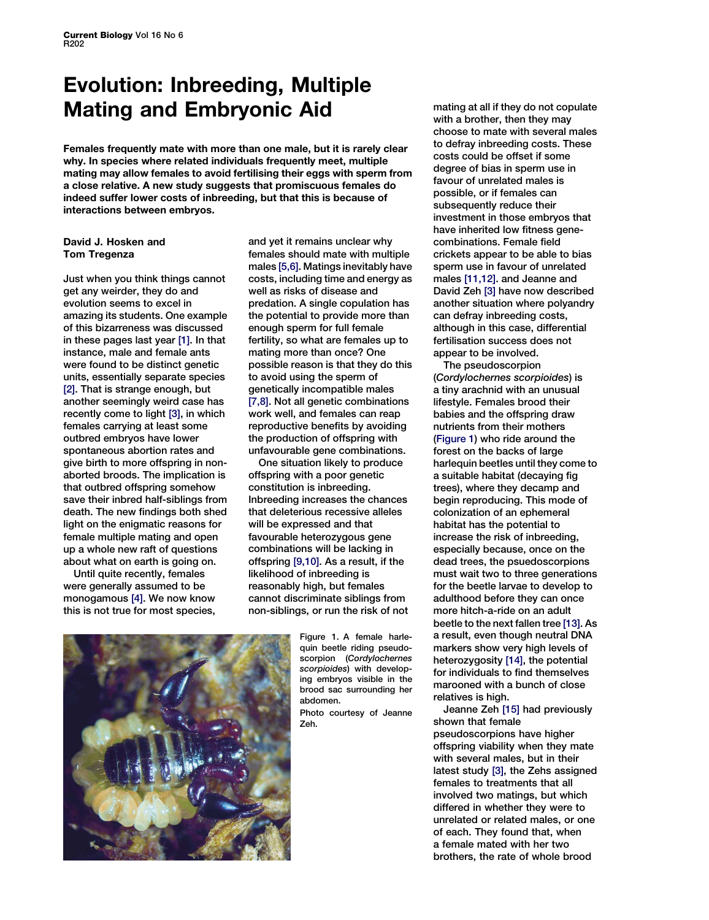# Evolution: Inbreeding, Multiple Mating and Embryonic Aid

**Females frequently mate with more than one male, but it is rarely clear why. In species where related individuals frequently meet, multiple mating may allow females to avoid fertilising their eggs with sperm from a close relative. A new study suggests that promiscuous females do indeed suffer lower costs of inbreeding, but that this is because of interactions between embryos.**

**David J. Hosken and Tom Tregenza**

Just when you think things cannot get any weirder, they do and evolution seems to excel in amazing its students. One example of this bizarreness was discussed in these pages last year [1]. In that instance, male and female ants were found to be distinct genetic units, essentially separate species [2]. That is strange enough, but another seemingly weird case has recently come to light [3], in which females carrying at least some outbred embryos have lower spontaneous abortion rates and give birth to more offspring in non-aborted broods. The implication is that outbred offspring somehow save their inbred half-siblings from death. The new findings both shed light on the enigmatic reasons for female multiple mating and open up a whole new raft of questions about what on earth is going on.

Until quite recently, females were generally assumed to be monogamous [4]. We now know this is not true for most species, and yet it remains unclear why females should mate with multiple males [5,6]. Matings inevitably have costs, including time and energy as well as risks of disease and predation. A single copulation has the potential to provide more than enough sperm for full female fertility, so what are females up to mating more than once? One possible reason is that they do this to avoid using the sperm of genetically incompatible males [7,8]. Not all genetic combinations work well, and females can reap reproductive benefits by avoiding the production of offspring with unfavourable gene combinations.

One situation likely to produce offspring with a poor genetic constitution is inbreeding. Inbreeding increases the chances that deleterious recessive alleles will be expressed and that favourable heterozygous gene combinations will be lacking in offspring [9,10]. As a result, if the likelihood of inbreeding is reasonably high, but females cannot discriminate siblings from non-siblings, or run the risk of not mating at all if they do not copulate with a brother, then they may choose to mate with several males to defray inbreeding costs. These costs could be offset if some degree of bias in sperm use in favour of unrelated males is possible, or if females can subsequently reduce their investment in those embryos that have inherited low fitness gene-combinations. Female field crickets appear to be able to bias sperm use in favour of unrelated males [11,12]. and Jeanne and David Zeh [3] have now described another situation where polyandry can defray inbreeding costs, although in this case, differential fertilisation success does not appear to be involved.

The pseudoscorpion (*Cordylochernes scorpioides*) is a tiny arachnid with an unusual lifestyle. Females brood their babies and the offspring draw nutrients from their mothers (Figure 1) who ride around the forest on the backs of large harlequin beetles until they come to a suitable habitat (decaying fig trees), where they decamp and begin reproducing. This mode of colonization of an ephemeral habitat has the potential to increase the risk of inbreeding, especially because, once on the dead trees, the psuedoscorpions must wait two to three generations for the beetle larvae to develop to adulthood before they can once more hitch-a-ride on an adult beetle to the next fallen tree [13]. As a result, even though neutral DNA markers show very high levels of heterozygosity [14], the potential for individuals to find themselves marooned with a bunch of close relatives is high.

Figure 1. A female harlequin beetle riding pseudoscorpion (*Cordylochernes scorpioides*) with developing embryos visible in the brood sac surrounding her abdomen.

Photo courtesy of Jeanne Zeh.

Jeanne Zeh [15] had previously shown that female pseudoscorpions have higher offspring viability when they mate with several males, but in their latest study [3], the Zehs assigned females to treatments that all involved two matings, but which differed in whether they were to unrelated or related males, or one of each. They found that, when a female mated with her two brothers, the rate of whole brood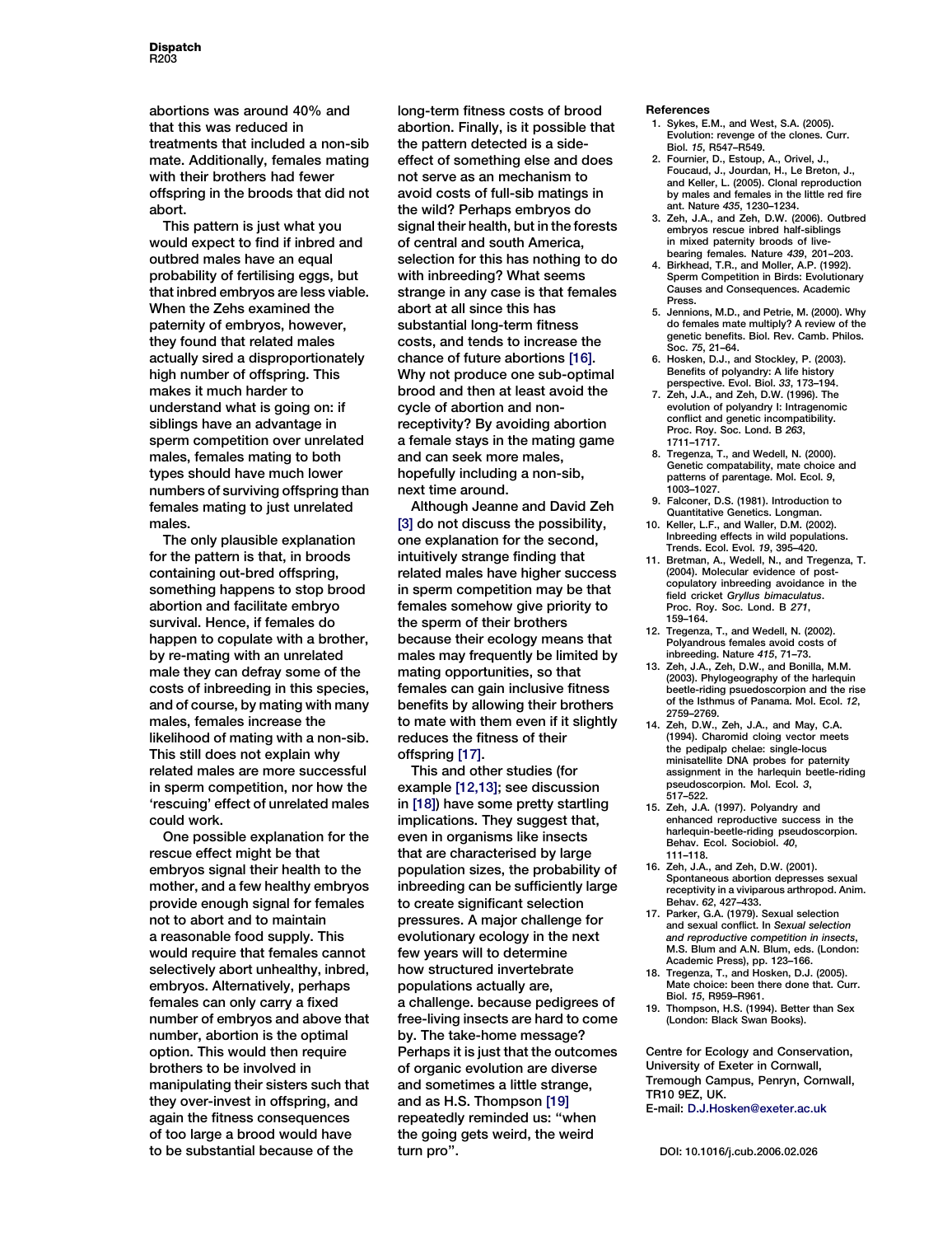abortions was around 40% and that this was reduced in treatments that included a non-sib mate. Additionally, females mating with their brothers had fewer offspring in the broods that did not abort.

This pattern is just what you would expect to find if inbred and outbred males have an equal probability of fertilising eggs, but that inbred embryos are less viable. When the Zehs examined the paternity of embryos, however, they found that related males actually sired a disproportionately high number of offspring. This makes it much harder to understand what is going on: if siblings have an advantage in sperm competition over unrelated males, females mating to both types should have much lower numbers of surviving offspring than females mating to just unrelated males.

The only plausible explanation for the pattern is that, in broods containing out-bred offspring, something happens to stop brood abortion and facilitate embryo survival. Hence, if females do happen to copulate with a brother, by re-mating with an unrelated male they can defray some of the costs of inbreeding in this species, and of course, by mating with many males, females increase the likelihood of mating with a non-sib. This still does not explain why related males are more successful in sperm competition, nor how the 'rescuing' effect of unrelated males could work.

One possible explanation for the rescue effect might be that embryos signal their health to the mother, and a few healthy embryos provide enough signal for females not to abort and to maintain a reasonable food supply. This would require that females cannot selectively abort unhealthy, inbred, embryos. Alternatively, perhaps females can only carry a fixed number of embryos and above that number, abortion is the optimal option. This would then require brothers to be involved in manipulating their sisters such that they over-invest in offspring, and again the fitness consequences of too large a brood would have to be substantial because of the long-term fitness costs of brood abortion. Finally, is it possible that the pattern detected is a side-effect of something else and does not serve as an mechanism to avoid costs of full-sib matings in the wild? Perhaps embryos do signal their health, but in the forests of central and south America, selection for this has nothing to do with inbreeding? What seems strange in any case is that females abort at all since this has substantial long-term fitness costs, and tends to increase the chance of future abortions [16]. Why not produce one sub-optimal brood and then at least avoid the cycle of abortion and non-receptivity? By avoiding abortion a female stays in the mating game and can seek more males, hopefully including a non-sib, next time around.

Although Jeanne and David Zeh [3] do not discuss the possibility, one explanation for the second, intuitively strange finding that related males have higher success in sperm competition may be that females somehow give priority to the sperm of their brothers because their ecology means that males may frequently be limited by mating opportunities, so that females can gain inclusive fitness benefits by allowing their brothers to mate with them even if it slightly reduces the fitness of their offspring [17].

This and other studies (for example [12,13]; see discussion in [18]) have some pretty startling implications. They suggest that, even in organisms like insects that are characterised by large population sizes, the probability of inbreeding can be sufficiently large to create significant selection pressures. A major challenge for evolutionary ecology in the next few years will to determine how structured invertebrate populations actually are, a challenge. because pedigrees of free-living insects are hard to come by. The take-home message? Perhaps it is just that the outcomes of organic evolution are diverse and sometimes a little strange, and as H.S. Thompson [19] repeatedly reminded us: "when the going gets weird, the weird turn pro".

**References**

1. Sykes, E.M., and West, S.A. (2005). Evolution: revenge of the clones. Curr. Biol. *15*, R547–R549.
2. Fournier, D., Estoup, A., Orivel, J., Foucaud, J., Jourdan, H., Le Breton, J., and Keller, L. (2005). Clonal reproduction by males and females in the little red fire ant. Nature *435*, 1230–1234.
3. Zeh, J.A., and Zeh, D.W. (2006). Outbred embryos rescue inbred half-siblings in mixed paternity broods of live-bearing females. Nature *439*, 201–203.
4. Birkhead, T.R., and Moller, A.P. (1992). Sperm Competition in Birds: Evolutionary Causes and Consequences. Academic Press.
5. Jennions, M.D., and Petrie, M. (2000). Why do females mate multiply? A review of the genetic benefits. Biol. Rev. Camb. Philos. Soc. *75*, 21–64.
6. Hosken, D.J., and Stockley, P. (2003). Benefits of polyandry: A life history perspective. Evol. Biol. *33*, 173–194.
7. Zeh, J.A., and Zeh, D.W. (1996). The evolution of polyandry I: Intragenomic conflict and genetic incompatibility. Proc. Roy. Soc. Lond. B *263*, 1711–1717.
8. Tregenza, T., and Wedell, N. (2000). Genetic compatability, mate choice and patterns of parentage. Mol. Ecol. *9*, 1003–1027.
9. Falconer, D.S. (1981). Introduction to Quantitative Genetics. Longman.
10. Keller, L.F., and Waller, D.M. (2002). Inbreeding effects in wild populations. Trends. Ecol. Evol. *19*, 395–420.
11. Bretman, A., Wedell, N., and Tregenza, T. (2004). Molecular evidence of post-copulatory inbreeding avoidance in the field cricket *Gryllus bimaculatus*. Proc. Roy. Soc. Lond. B *271*, 159–164.
12. Tregenza, T., and Wedell, N. (2002). Polyandrous females avoid costs of inbreeding. Nature *415*, 71–73.
13. Zeh, J.A., Zeh, D.W., and Bonilla, M.M. (2003). Phylogeography of the harlequin beetle-riding psuedoscorpion and the rise of the Isthmus of Panama. Mol. Ecol. *12*, 2759–2769.
14. Zeh, D.W., Zeh, J.A., and May, C.A. (1994). Charomid cloing vector meets the pedipalp chelae: single-locus minisatellite DNA probes for paternity assignment in the harlequin beetle-riding pseudoscorpion. Mol. Ecol. *3*, 517–522.
15. Zeh, J.A. (1997). Polyandry and enhanced reproductive success in the harlequin-beetle-riding pseudoscorpion. Behav. Ecol. Sociobiol. *40*, 111–118.
16. Zeh, J.A., and Zeh, D.W. (2001). Spontaneous abortion depresses sexual receptivity in a viviparous arthropod. Anim. Behav. *62*, 427–433.
17. Parker, G.A. (1979). Sexual selection and sexual conflict. In *Sexual selection and reproductive competition in insects*, M.S. Blum and A.N. Blum, eds. (London: Academic Press), pp. 123–166.
18. Tregenza, T., and Hosken, D.J. (2005). Mate choice: been there done that. Curr. Biol. *15*, R959–R961.
19. Thompson, H.S. (1994). Better than Sex (London: Black Swan Books).

Centre for Ecology and Conservation, University of Exeter in Cornwall, Tremough Campus, Penryn, Cornwall, TR10 9EZ, UK.
E-mail: D.J.Hosken@exeter.ac.uk

DOI: 10.1016/j.cub.2006.02.026